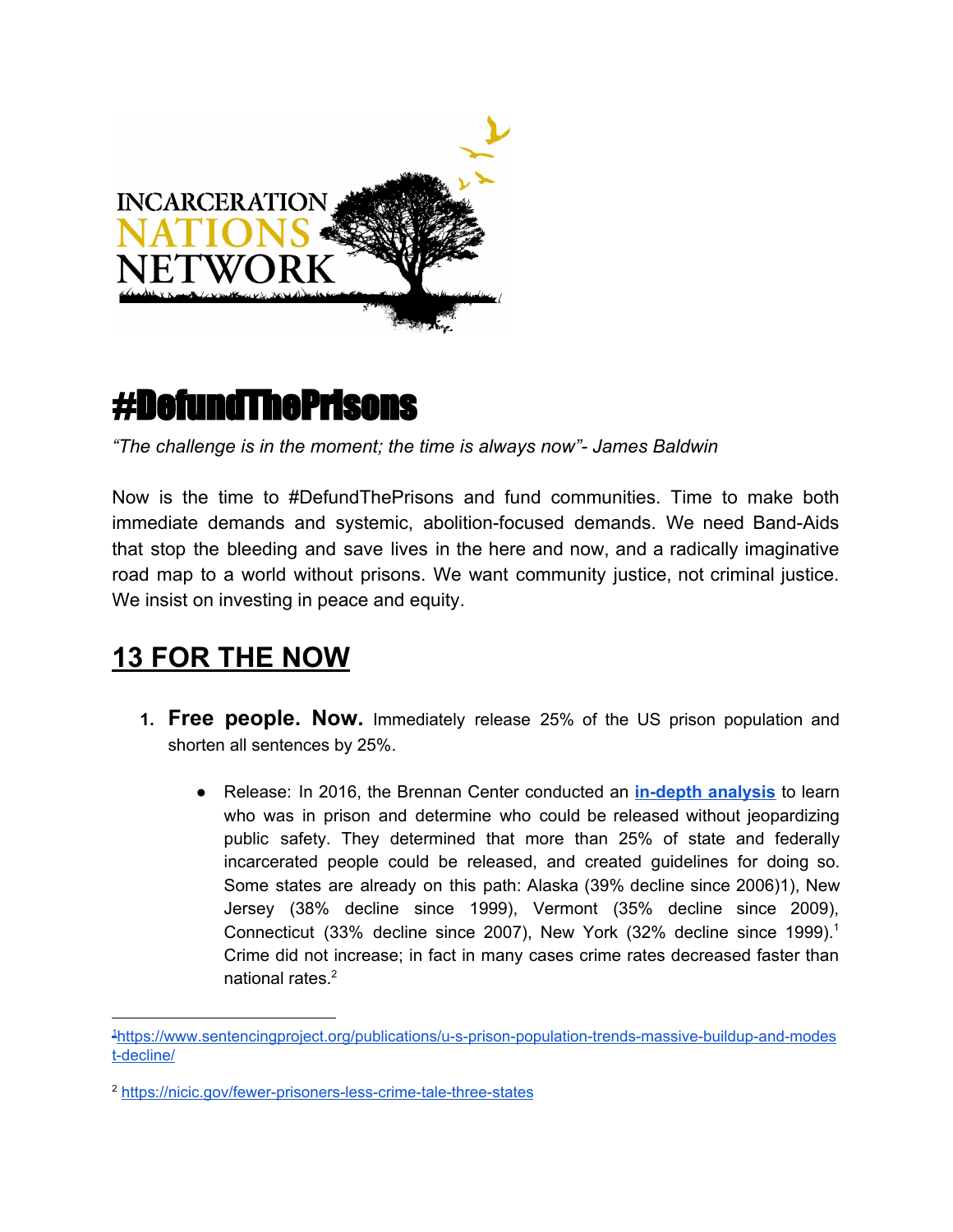INCARCERATION NATIONS NETWORK

# #DefundThePrisons

*"The challenge is in the moment; the time is always now"- James Baldwin*

Now is the time to #DefundThePrisons and fund communities. Time to make both immediate demands and systemic, abolition-focused demands. We need Band-Aids that stop the bleeding and save lives in the here and now, and a radically imaginative road map to a world without prisons. We want community justice, not criminal justice. We insist on investing in peace and equity.

## 13 FOR THE NOW

1. **Free people. Now.** Immediately release 25% of the US prison population and shorten all sentences by 25%.

   - Release: In 2016, the Brennan Center conducted an **[in-depth analysis]()** to learn who was in prison and determine who could be released without jeopardizing public safety. They determined that more than 25% of state and federally incarcerated people could be released, and created guidelines for doing so. Some states are already on this path: Alaska (39% decline since 2006)1), New Jersey (38% decline since 1999), Vermont (35% decline since 2009), Connecticut (33% decline since 2007), New York (32% decline since 1999).[1] Crime did not increase; in fact in many cases crime rates decreased faster than national rates.[2]

---

[1] https://www.sentencingproject.org/publications/u-s-prison-population-trends-massive-buildup-and-modest-decline/

[2] https://nicic.gov/fewer-prisoners-less-crime-tale-three-states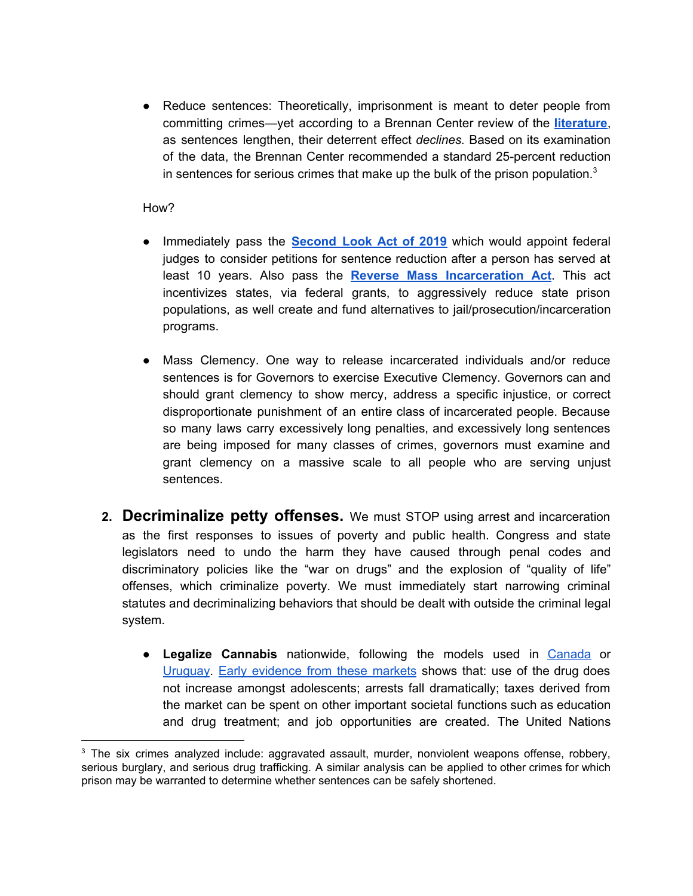- Reduce sentences: Theoretically, imprisonment is meant to deter people from committing crimes—yet according to a Brennan Center review of the **literature**, as sentences lengthen, their deterrent effect *declines.* Based on its examination of the data, the Brennan Center recommended a standard 25-percent reduction in sentences for serious crimes that make up the bulk of the prison population.[3]

How?

- Immediately pass the **Second Look Act of 2019** which would appoint federal judges to consider petitions for sentence reduction after a person has served at least 10 years. Also pass the **Reverse Mass Incarceration Act**. This act incentivizes states, via federal grants, to aggressively reduce state prison populations, as well create and fund alternatives to jail/prosecution/incarceration programs.

- Mass Clemency. One way to release incarcerated individuals and/or reduce sentences is for Governors to exercise Executive Clemency. Governors can and should grant clemency to show mercy, address a specific injustice, or correct disproportionate punishment of an entire class of incarcerated people. Because so many laws carry excessively long penalties, and excessively long sentences are being imposed for many classes of crimes, governors must examine and grant clemency on a massive scale to all people who are serving unjust sentences.

2. **Decriminalize petty offenses.** We must STOP using arrest and incarceration as the first responses to issues of poverty and public health. Congress and state legislators need to undo the harm they have caused through penal codes and discriminatory policies like the "war on drugs" and the explosion of "quality of life" offenses, which criminalize poverty. We must immediately start narrowing criminal statutes and decriminalizing behaviors that should be dealt with outside the criminal legal system.

   - **Legalize Cannabis** nationwide, following the models used in Canada or Uruguay. Early evidence from these markets shows that: use of the drug does not increase amongst adolescents; arrests fall dramatically; taxes derived from the market can be spent on other important societal functions such as education and drug treatment; and job opportunities are created. The United Nations

[3] The six crimes analyzed include: aggravated assault, murder, nonviolent weapons offense, robbery, serious burglary, and serious drug trafficking. A similar analysis can be applied to other crimes for which prison may be warranted to determine whether sentences can be safely shortened.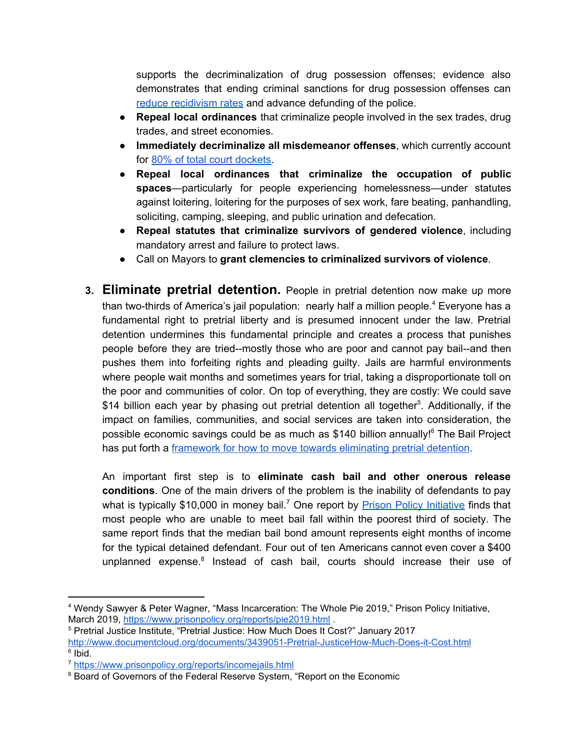supports the decriminalization of drug possession offenses; evidence also demonstrates that ending criminal sanctions for drug possession offenses can reduce recidivism rates and advance defunding of the police.

- **Repeal local ordinances** that criminalize people involved in the sex trades, drug trades, and street economies.
- **Immediately decriminalize all misdemeanor offenses**, which currently account for 80% of total court dockets.
- **Repeal local ordinances that criminalize the occupation of public spaces**—particularly for people experiencing homelessness—under statutes against loitering, loitering for the purposes of sex work, fare beating, panhandling, soliciting, camping, sleeping, and public urination and defecation.
- **Repeal statutes that criminalize survivors of gendered violence**, including mandatory arrest and failure to protect laws.
- Call on Mayors to **grant clemencies to criminalized survivors of violence**.

3. **Eliminate pretrial detention.** People in pretrial detention now make up more than two-thirds of America's jail population: nearly half a million people.[4] Everyone has a fundamental right to pretrial liberty and is presumed innocent under the law. Pretrial detention undermines this fundamental principle and creates a process that punishes people before they are tried--mostly those who are poor and cannot pay bail--and then pushes them into forfeiting rights and pleading guilty. Jails are harmful environments where people wait months and sometimes years for trial, taking a disproportionate toll on the poor and communities of color. On top of everything, they are costly: We could save $14 billion each year by phasing out pretrial detention all together[5]. Additionally, if the impact on families, communities, and social services are taken into consideration, the possible economic savings could be as much as $140 billion annually![6] The Bail Project has put forth a framework for how to move towards eliminating pretrial detention.

   An important first step is to **eliminate cash bail and other onerous release conditions**. One of the main drivers of the problem is the inability of defendants to pay what is typically $10,000 in money bail.[7] One report by Prison Policy Initiative finds that most people who are unable to meet bail fall within the poorest third of society. The same report finds that the median bail bond amount represents eight months of income for the typical detained defendant. Four out of ten Americans cannot even cover a $400 unplanned expense.[8] Instead of cash bail, courts should increase their use of

---

[4] Wendy Sawyer & Peter Wagner, "Mass Incarceration: The Whole Pie 2019," Prison Policy Initiative, March 2019, https://www.prisonpolicy.org/reports/pie2019.html .

[5] Pretrial Justice Institute, "Pretrial Justice: How Much Does It Cost?" January 2017 http://www.documentcloud.org/documents/3439051-Pretrial-JusticeHow-Much-Does-it-Cost.html

[6] Ibid.

[7] https://www.prisonpolicy.org/reports/incomejails.html

[8] Board of Governors of the Federal Reserve System, "Report on the Economic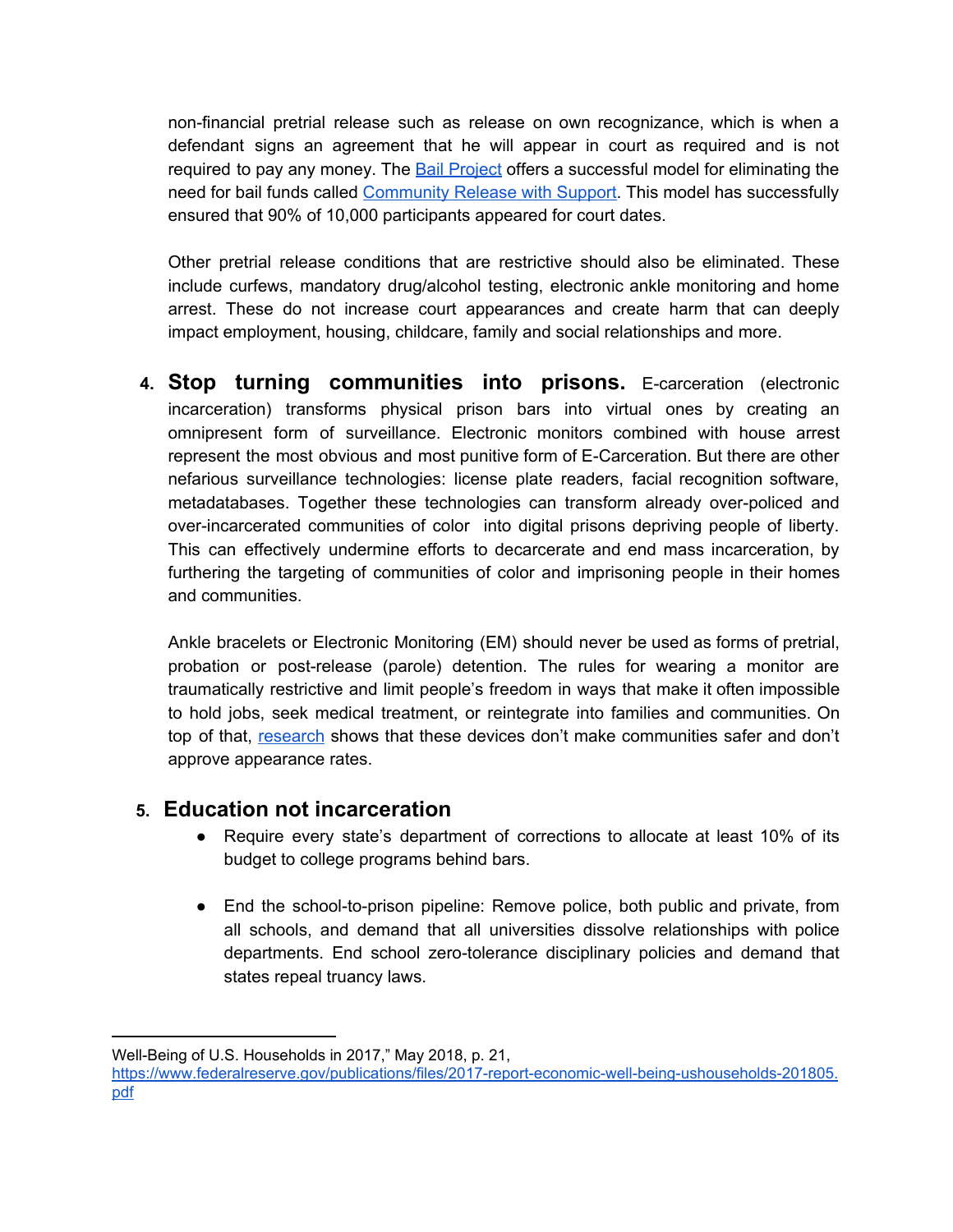non-financial pretrial release such as release on own recognizance, which is when a defendant signs an agreement that he will appear in court as required and is not required to pay any money. The [Bail Project](#) offers a successful model for eliminating the need for bail funds called [Community Release with Support](#). This model has successfully ensured that 90% of 10,000 participants appeared for court dates.

Other pretrial release conditions that are restrictive should also be eliminated. These include curfews, mandatory drug/alcohol testing, electronic ankle monitoring and home arrest. These do not increase court appearances and create harm that can deeply impact employment, housing, childcare, family and social relationships and more.

4. **Stop turning communities into prisons.** E-carceration (electronic incarceration) transforms physical prison bars into virtual ones by creating an omnipresent form of surveillance. Electronic monitors combined with house arrest represent the most obvious and most punitive form of E-Carceration. But there are other nefarious surveillance technologies: license plate readers, facial recognition software, metadatabases. Together these technologies can transform already over-policed and over-incarcerated communities of color into digital prisons depriving people of liberty. This can effectively undermine efforts to decarcerate and end mass incarceration, by furthering the targeting of communities of color and imprisoning people in their homes and communities.

   Ankle bracelets or Electronic Monitoring (EM) should never be used as forms of pretrial, probation or post-release (parole) detention. The rules for wearing a monitor are traumatically restrictive and limit people's freedom in ways that make it often impossible to hold jobs, seek medical treatment, or reintegrate into families and communities. On top of that, [research](#) shows that these devices don't make communities safer and don't approve appearance rates.

5. **Education not incarceration**
   - Require every state's department of corrections to allocate at least 10% of its budget to college programs behind bars.
   - End the school-to-prison pipeline: Remove police, both public and private, from all schools, and demand that all universities dissolve relationships with police departments. End school zero-tolerance disciplinary policies and demand that states repeal truancy laws.

---

Well-Being of U.S. Households in 2017," May 2018, p. 21, https://www.federalreserve.gov/publications/files/2017-report-economic-well-being-ushouseholds-201805.pdf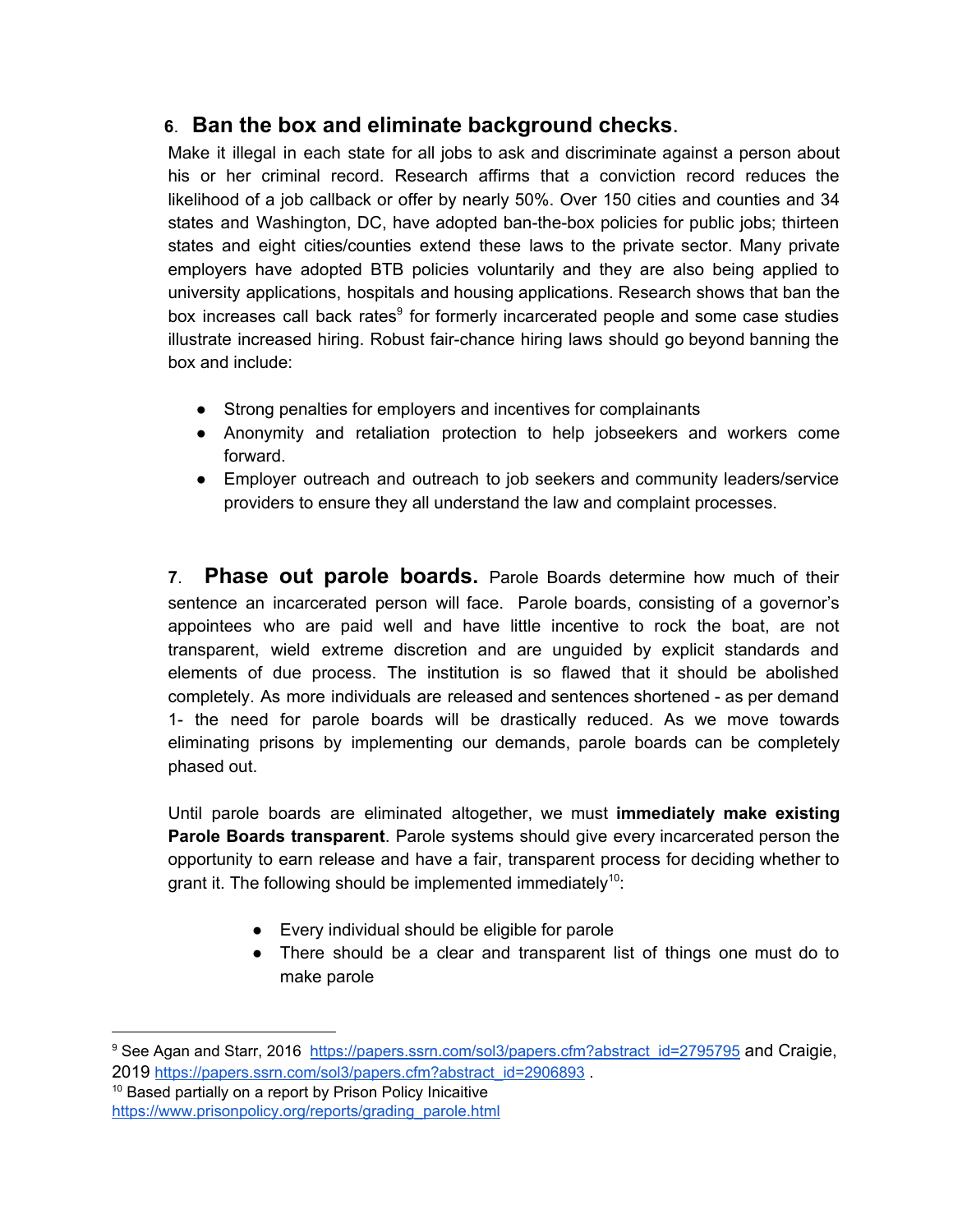## 6. Ban the box and eliminate background checks.

Make it illegal in each state for all jobs to ask and discriminate against a person about his or her criminal record. Research affirms that a conviction record reduces the likelihood of a job callback or offer by nearly 50%. Over 150 cities and counties and 34 states and Washington, DC, have adopted ban-the-box policies for public jobs; thirteen states and eight cities/counties extend these laws to the private sector. Many private employers have adopted BTB policies voluntarily and they are also being applied to university applications, hospitals and housing applications. Research shows that ban the box increases call back rates[9] for formerly incarcerated people and some case studies illustrate increased hiring. Robust fair-chance hiring laws should go beyond banning the box and include:

- Strong penalties for employers and incentives for complainants
- Anonymity and retaliation protection to help jobseekers and workers come forward.
- Employer outreach and outreach to job seekers and community leaders/service providers to ensure they all understand the law and complaint processes.

## 7. Phase out parole boards.

Parole Boards determine how much of their sentence an incarcerated person will face. Parole boards, consisting of a governor's appointees who are paid well and have little incentive to rock the boat, are not transparent, wield extreme discretion and are unguided by explicit standards and elements of due process. The institution is so flawed that it should be abolished completely. As more individuals are released and sentences shortened - as per demand 1- the need for parole boards will be drastically reduced. As we move towards eliminating prisons by implementing our demands, parole boards can be completely phased out.

Until parole boards are eliminated altogether, we must **immediately make existing Parole Boards transparent**. Parole systems should give every incarcerated person the opportunity to earn release and have a fair, transparent process for deciding whether to grant it. The following should be implemented immediately[10]:

- Every individual should be eligible for parole
- There should be a clear and transparent list of things one must do to make parole

---

[9] See Agan and Starr, 2016 https://papers.ssrn.com/sol3/papers.cfm?abstract_id=2795795 and Craigie, 2019 https://papers.ssrn.com/sol3/papers.cfm?abstract_id=2906893 .

[10] Based partially on a report by Prison Policy Inicaitive https://www.prisonpolicy.org/reports/grading_parole.html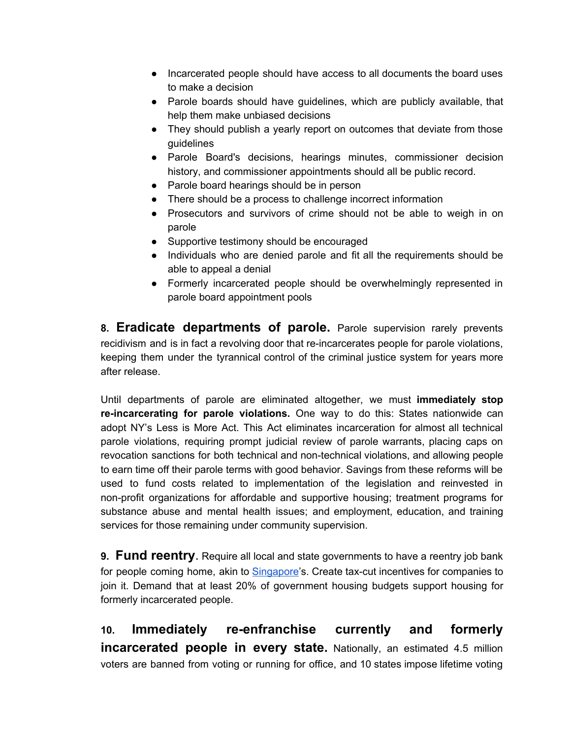- Incarcerated people should have access to all documents the board uses to make a decision
- Parole boards should have guidelines, which are publicly available, that help them make unbiased decisions
- They should publish a yearly report on outcomes that deviate from those guidelines
- Parole Board's decisions, hearings minutes, commissioner decision history, and commissioner appointments should all be public record.
- Parole board hearings should be in person
- There should be a process to challenge incorrect information
- Prosecutors and survivors of crime should not be able to weigh in on parole
- Supportive testimony should be encouraged
- Individuals who are denied parole and fit all the requirements should be able to appeal a denial
- Formerly incarcerated people should be overwhelmingly represented in parole board appointment pools

**8. Eradicate departments of parole.** Parole supervision rarely prevents recidivism and is in fact a revolving door that re-incarcerates people for parole violations, keeping them under the tyrannical control of the criminal justice system for years more after release.

Until departments of parole are eliminated altogether, we must **immediately stop re-incarcerating for parole violations.** One way to do this: States nationwide can adopt NY's Less is More Act. This Act eliminates incarceration for almost all technical parole violations, requiring prompt judicial review of parole warrants, placing caps on revocation sanctions for both technical and non-technical violations, and allowing people to earn time off their parole terms with good behavior. Savings from these reforms will be used to fund costs related to implementation of the legislation and reinvested in non-profit organizations for affordable and supportive housing; treatment programs for substance abuse and mental health issues; and employment, education, and training services for those remaining under community supervision.

**9. Fund reentry**. Require all local and state governments to have a reentry job bank for people coming home, akin to Singapore's. Create tax-cut incentives for companies to join it. Demand that at least 20% of government housing budgets support housing for formerly incarcerated people.

**10. Immediately re-enfranchise currently and formerly incarcerated people in every state.** Nationally, an estimated 4.5 million voters are banned from voting or running for office, and 10 states impose lifetime voting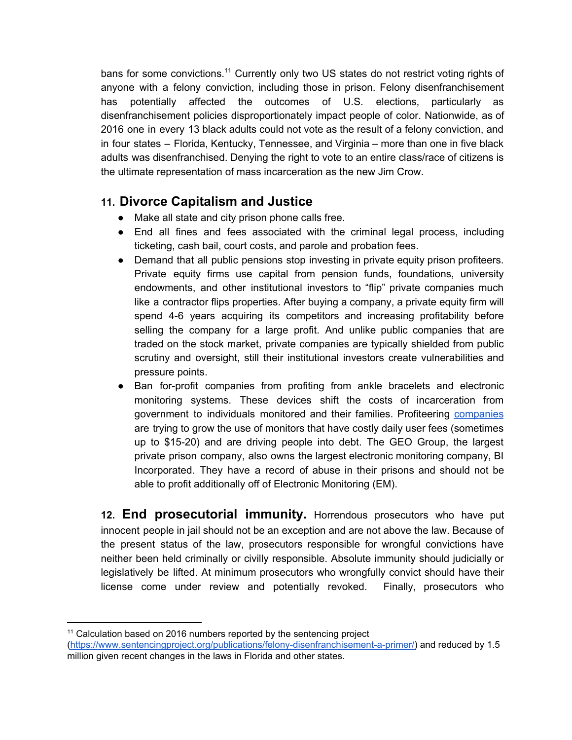bans for some convictions.[11] Currently only two US states do not restrict voting rights of anyone with a felony conviction, including those in prison. Felony disenfranchisement has potentially affected the outcomes of U.S. elections, particularly as disenfranchisement policies disproportionately impact people of color. Nationwide, as of 2016 one in every 13 black adults could not vote as the result of a felony conviction, and in four states – Florida, Kentucky, Tennessee, and Virginia – more than one in five black adults was disenfranchised. Denying the right to vote to an entire class/race of citizens is the ultimate representation of mass incarceration as the new Jim Crow.

## 11. Divorce Capitalism and Justice

- Make all state and city prison phone calls free.
- End all fines and fees associated with the criminal legal process, including ticketing, cash bail, court costs, and parole and probation fees.
- Demand that all public pensions stop investing in private equity prison profiteers. Private equity firms use capital from pension funds, foundations, university endowments, and other institutional investors to "flip" private companies much like a contractor flips properties. After buying a company, a private equity firm will spend 4-6 years acquiring its competitors and increasing profitability before selling the company for a large profit. And unlike public companies that are traded on the stock market, private companies are typically shielded from public scrutiny and oversight, still their institutional investors create vulnerabilities and pressure points.
- Ban for-profit companies from profiting from ankle bracelets and electronic monitoring systems. These devices shift the costs of incarceration from government to individuals monitored and their families. Profiteering companies are trying to grow the use of monitors that have costly daily user fees (sometimes up to $15-20) and are driving people into debt. The GEO Group, the largest private prison company, also owns the largest electronic monitoring company, BI Incorporated. They have a record of abuse in their prisons and should not be able to profit additionally off of Electronic Monitoring (EM).

**12. End prosecutorial immunity.** Horrendous prosecutors who have put innocent people in jail should not be an exception and are not above the law. Because of the present status of the law, prosecutors responsible for wrongful convictions have neither been held criminally or civilly responsible. Absolute immunity should judicially or legislatively be lifted. At minimum prosecutors who wrongfully convict should have their license come under review and potentially revoked. Finally, prosecutors who

---

[11] Calculation based on 2016 numbers reported by the sentencing project (https://www.sentencingproject.org/publications/felony-disenfranchisement-a-primer/) and reduced by 1.5 million given recent changes in the laws in Florida and other states.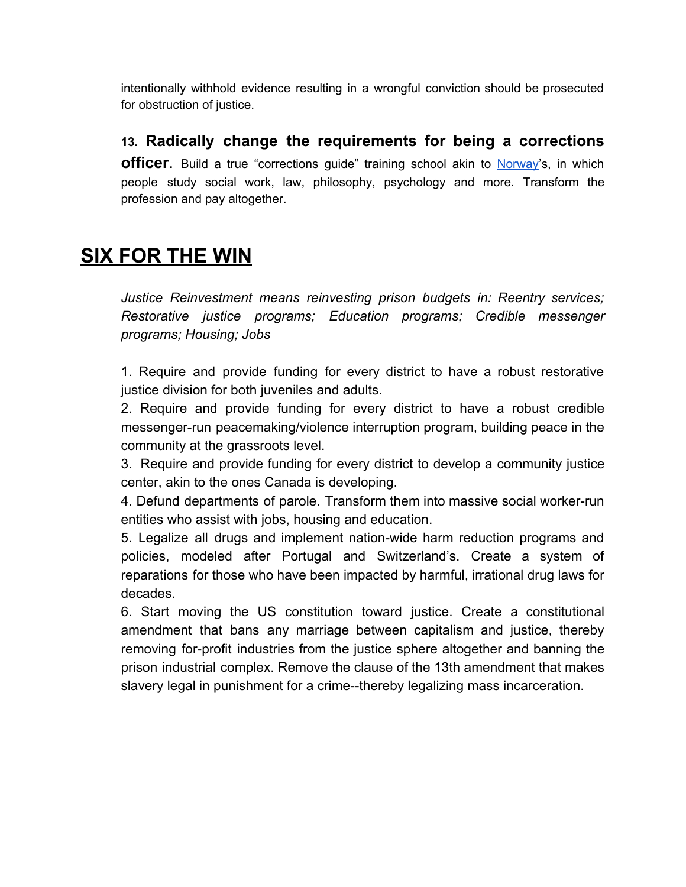intentionally withhold evidence resulting in a wrongful conviction should be prosecuted for obstruction of justice.

13. **Radically change the requirements for being a corrections officer**. Build a true "corrections guide" training school akin to [Norway](Norway)'s, in which people study social work, law, philosophy, psychology and more. Transform the profession and pay altogether.

## SIX FOR THE WIN

*Justice Reinvestment means reinvesting prison budgets in: Reentry services; Restorative justice programs; Education programs; Credible messenger programs; Housing; Jobs*

1. Require and provide funding for every district to have a robust restorative justice division for both juveniles and adults.
2. Require and provide funding for every district to have a robust credible messenger-run peacemaking/violence interruption program, building peace in the community at the grassroots level.
3. Require and provide funding for every district to develop a community justice center, akin to the ones Canada is developing.
4. Defund departments of parole. Transform them into massive social worker-run entities who assist with jobs, housing and education.
5. Legalize all drugs and implement nation-wide harm reduction programs and policies, modeled after Portugal and Switzerland's. Create a system of reparations for those who have been impacted by harmful, irrational drug laws for decades.
6. Start moving the US constitution toward justice. Create a constitutional amendment that bans any marriage between capitalism and justice, thereby removing for-profit industries from the justice sphere altogether and banning the prison industrial complex. Remove the clause of the 13th amendment that makes slavery legal in punishment for a crime--thereby legalizing mass incarceration.